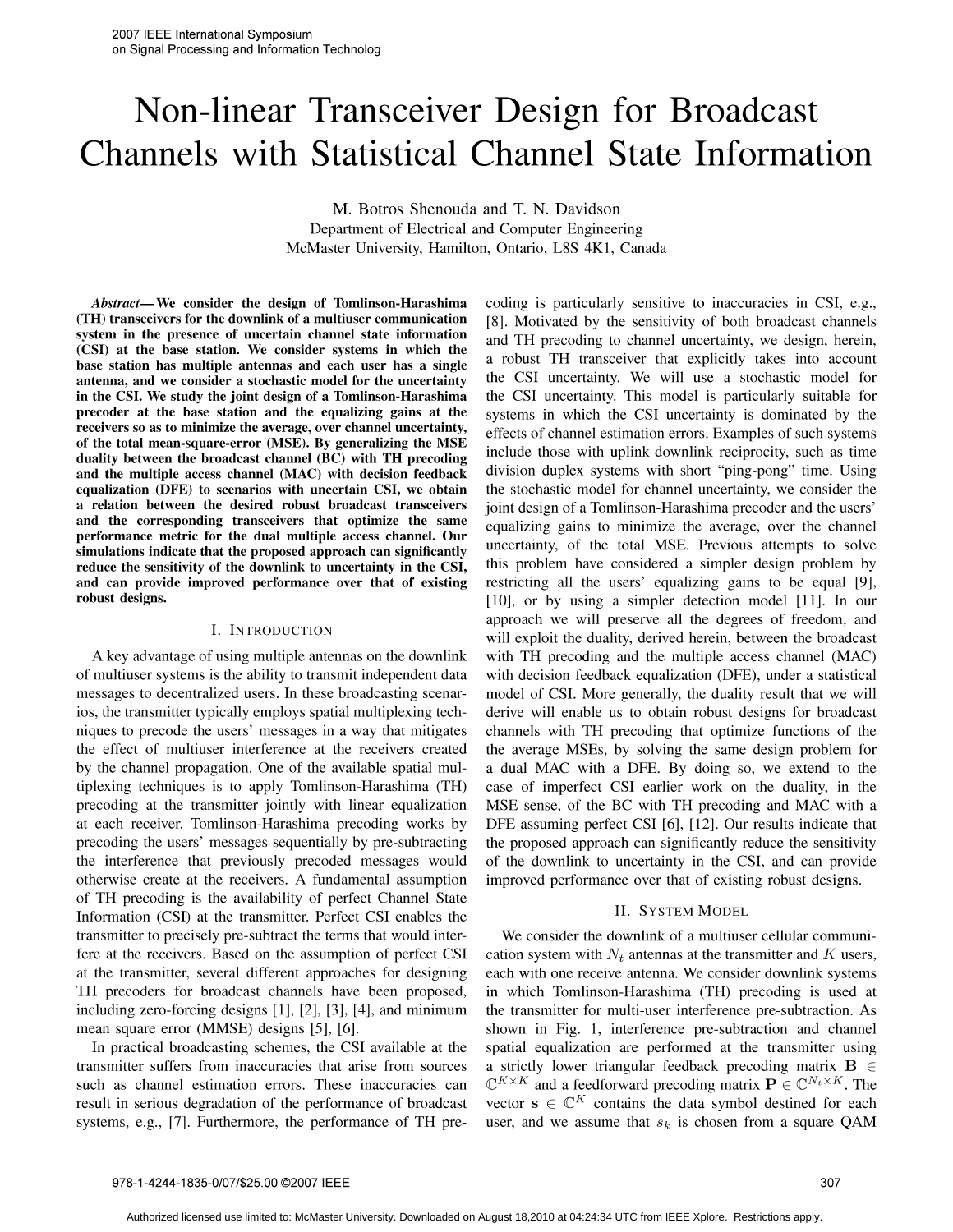# Non-linear Transceiver Design for Broadcast Channels with Statistical Channel State Information

M. Botros Shenouda and T. N. Davidson
Department of Electrical and Computer Engineering
McMaster University, Hamilton, Ontario, L8S 4K1, Canada

***Abstract*— We consider the design of Tomlinson-Harashima (TH) transceivers for the downlink of a multiuser communication system in the presence of uncertain channel state information (CSI) at the base station. We consider systems in which the base station has multiple antennas and each user has a single antenna, and we consider a stochastic model for the uncertainty in the CSI. We study the joint design of a Tomlinson-Harashima precoder at the base station and the equalizing gains at the receivers so as to minimize the average, over channel uncertainty, of the total mean-square-error (MSE). By generalizing the MSE duality between the broadcast channel (BC) with TH precoding and the multiple access channel (MAC) with decision feedback equalization (DFE) to scenarios with uncertain CSI, we obtain a relation between the desired robust broadcast transceivers and the corresponding transceivers that optimize the same performance metric for the dual multiple access channel. Our simulations indicate that the proposed approach can significantly reduce the sensitivity of the downlink to uncertainty in the CSI, and can provide improved performance over that of existing robust designs.**

## I. Introduction

A key advantage of using multiple antennas on the downlink of multiuser systems is the ability to transmit independent data messages to decentralized users. In these broadcasting scenarios, the transmitter typically employs spatial multiplexing techniques to precode the users' messages in a way that mitigates the effect of multiuser interference at the receivers created by the channel propagation. One of the available spatial multiplexing techniques is to apply Tomlinson-Harashima (TH) precoding at the transmitter jointly with linear equalization at each receiver. Tomlinson-Harashima precoding works by precoding the users' messages sequentially by pre-subtracting the interference that previously precoded messages would otherwise create at the receivers. A fundamental assumption of TH precoding is the availability of perfect Channel State Information (CSI) at the transmitter. Perfect CSI enables the transmitter to precisely pre-subtract the terms that would interfere at the receivers. Based on the assumption of perfect CSI at the transmitter, several different approaches for designing TH precoders for broadcast channels have been proposed, including zero-forcing designs [1], [2], [3], [4], and minimum mean square error (MMSE) designs [5], [6].

In practical broadcasting schemes, the CSI available at the transmitter suffers from inaccuracies that arise from sources such as channel estimation errors. These inaccuracies can result in serious degradation of the performance of broadcast systems, e.g., [7]. Furthermore, the performance of TH precoding is particularly sensitive to inaccuracies in CSI, e.g., [8]. Motivated by the sensitivity of both broadcast channels and TH precoding to channel uncertainty, we design, herein, a robust TH transceiver that explicitly takes into account the CSI uncertainty. We will use a stochastic model for the CSI uncertainty. This model is particularly suitable for systems in which the CSI uncertainty is dominated by the effects of channel estimation errors. Examples of such systems include those with uplink-downlink reciprocity, such as time division duplex systems with short "ping-pong" time. Using the stochastic model for channel uncertainty, we consider the joint design of a Tomlinson-Harashima precoder and the users' equalizing gains to minimize the average, over the channel uncertainty, of the total MSE. Previous attempts to solve this problem have considered a simpler design problem by restricting all the users' equalizing gains to be equal [9], [10], or by using a simpler detection model [11]. In our approach we will preserve all the degrees of freedom, and will exploit the duality, derived herein, between the broadcast with TH precoding and the multiple access channel (MAC) with decision feedback equalization (DFE), under a statistical model of CSI. More generally, the duality result that we will derive will enable us to obtain robust designs for broadcast channels with TH precoding that optimize functions of the the average MSEs, by solving the same design problem for a dual MAC with a DFE. By doing so, we extend to the case of imperfect CSI earlier work on the duality, in the MSE sense, of the BC with TH precoding and MAC with a DFE assuming perfect CSI [6], [12]. Our results indicate that the proposed approach can significantly reduce the sensitivity of the downlink to uncertainty in the CSI, and can provide improved performance over that of existing robust designs.

## II. System Model

We consider the downlink of a multiuser cellular communication system with $N_t$ antennas at the transmitter and $K$ users, each with one receive antenna. We consider downlink systems in which Tomlinson-Harashima (TH) precoding is used at the transmitter for multi-user interference pre-subtraction. As shown in Fig. 1, interference pre-subtraction and channel spatial equalization are performed at the transmitter using a strictly lower triangular feedback precoding matrix $\mathbf{B} \in \mathbb{C}^{K\times K}$ and a feedforward precoding matrix $\mathbf{P} \in \mathbb{C}^{N_t\times K}$. The vector $\mathbf{s} \in \mathbb{C}^{K}$ contains the data symbol destined for each user, and we assume that $s_k$ is chosen from a square QAM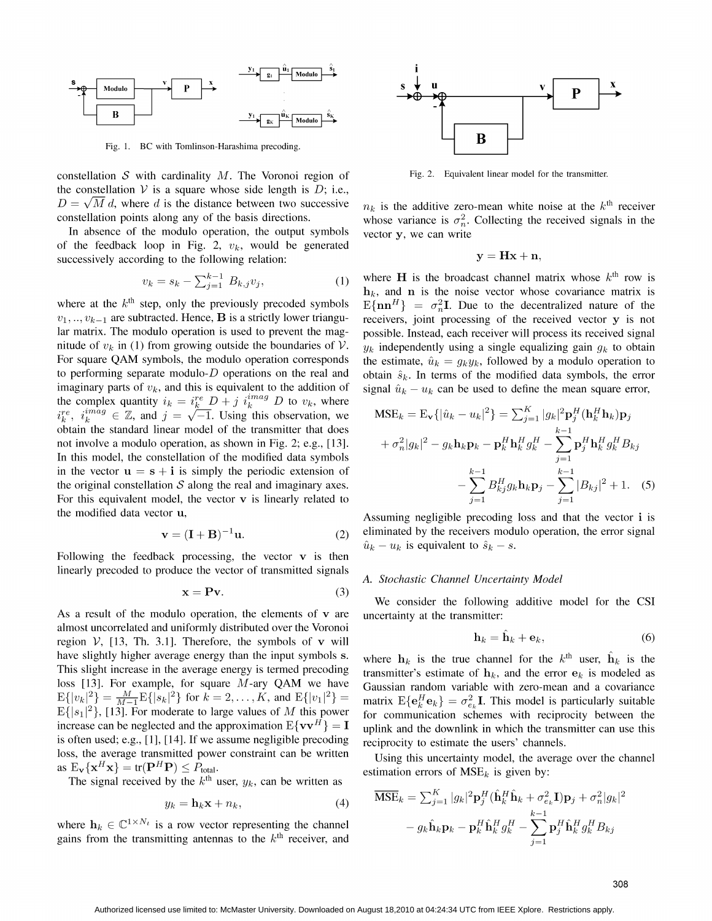Fig. 1. BC with Tomlinson-Harashima precoding.

Fig. 2. Equivalent linear model for the transmitter.

constellation $\mathcal{S}$ with cardinality $M$. The Voronoi region of the constellation $\mathcal{V}$ is a square whose side length is $D$; i.e., $D = \sqrt{M}\, d$, where $d$ is the distance between two successive constellation points along any of the basis directions.

In absence of the modulo operation, the output symbols of the feedback loop in Fig. 2, $v_k$, would be generated successively according to the following relation:

$$v_k = s_k - \sum_{j=1}^{k-1} B_{k,j} v_j, \tag{1}$$

where at the $k^{\text{th}}$ step, only the previously precoded symbols $v_1, .., v_{k-1}$ are subtracted. Hence, $\mathbf{B}$ is a strictly lower triangular matrix. The modulo operation is used to prevent the magnitude of $v_k$ in (1) from growing outside the boundaries of $\mathcal{V}$. For square QAM symbols, the modulo operation corresponds to performing separate modulo-$D$ operations on the real and imaginary parts of $v_k$, and this is equivalent to the addition of the complex quantity $i_k = i_k^{re}\, D + j\; i_k^{imag}\, D$ to $v_k$, where $i_k^{re},\ i_k^{imag} \in \mathbb{Z}$, and $j = \sqrt{-1}$. Using this observation, we obtain the standard linear model of the transmitter that does not involve a modulo operation, as shown in Fig. 2; e.g., [13]. In this model, the constellation of the modified data symbols in the vector $\mathbf{u} = \mathbf{s} + \mathbf{i}$ is simply the periodic extension of the original constellation $\mathcal{S}$ along the real and imaginary axes. For this equivalent model, the vector $\mathbf{v}$ is linearly related to the modified data vector $\mathbf{u}$,

$$\mathbf{v} = (\mathbf{I} + \mathbf{B})^{-1}\mathbf{u}. \tag{2}$$

Following the feedback processing, the vector $\mathbf{v}$ is then linearly precoded to produce the vector of transmitted signals

$$\mathbf{x} = \mathbf{P}\mathbf{v}. \tag{3}$$

As a result of the modulo operation, the elements of $\mathbf{v}$ are almost uncorrelated and uniformly distributed over the Voronoi region $\mathcal{V}$, [13, Th. 3.1]. Therefore, the symbols of $\mathbf{v}$ will have slightly higher average energy than the input symbols $\mathbf{s}$. This slight increase in the average energy is termed precoding loss [13]. For example, for square $M$-ary QAM we have $\mathrm{E}\{|v_k|^2\} = \frac{M}{M-1}\mathrm{E}\{|s_k|^2\}$ for $k = 2, \ldots, K$, and $\mathrm{E}\{|v_1|^2\} = \mathrm{E}\{|s_1|^2\}$, [13]. For moderate to large values of $M$ this power increase can be neglected and the approximation $\mathrm{E}\{\mathbf{v}\mathbf{v}^H\} = \mathbf{I}$ is often used; e.g., [1], [14]. If we assume negligible precoding loss, the average transmitted power constraint can be written as $\mathrm{E}_{\mathbf{v}}\{\mathbf{x}^H\mathbf{x}\} = \mathrm{tr}(\mathbf{P}^H\mathbf{P}) \le P_{\text{total}}$.

The signal received by the $k^{\text{th}}$ user, $y_k$, can be written as

$$y_k = \mathbf{h}_k\mathbf{x} + n_k, \tag{4}$$

where $\mathbf{h}_k \in \mathbb{C}^{1\times N_t}$ is a row vector representing the channel gains from the transmitting antennas to the $k^{\text{th}}$ receiver, and $n_k$ is the additive zero-mean white noise at the $k^{\text{th}}$ receiver whose variance is $\sigma_n^2$. Collecting the received signals in the vector $\mathbf{y}$, we can write

$$\mathbf{y} = \mathbf{H}\mathbf{x} + \mathbf{n},$$

where $\mathbf{H}$ is the broadcast channel matrix whose $k^{\text{th}}$ row is $\mathbf{h}_k$, and $\mathbf{n}$ is the noise vector whose covariance matrix is $\mathrm{E}\{\mathbf{n}\mathbf{n}^H\} = \sigma_n^2\mathbf{I}$. Due to the decentralized nature of the receivers, joint processing of the received vector $\mathbf{y}$ is not possible. Instead, each receiver will process its received signal $y_k$ independently using a single equalizing gain $g_k$ to obtain the estimate, $\hat{u}_k = g_k y_k$, followed by a modulo operation to obtain $\hat{s}_k$. In terms of the modified data symbols, the error signal $\hat{u}_k - u_k$ can be used to define the mean square error,

$$\begin{aligned}\mathrm{MSE}_k &= \mathrm{E}_{\mathbf{v}}\{|\hat{u}_k - u_k|^2\} = \textstyle\sum_{j=1}^{K} |g_k|^2 \mathbf{p}_j^H(\mathbf{h}_k^H\mathbf{h}_k)\mathbf{p}_j \\ &+ \sigma_n^2|g_k|^2 - g_k\mathbf{h}_k\mathbf{p}_k - \mathbf{p}_k^H\mathbf{h}_k^H g_k^H - \sum_{j=1}^{k-1}\mathbf{p}_j^H\mathbf{h}_k^H g_k^H B_{kj} \\ &- \sum_{j=1}^{k-1} B_{kj}^H g_k\mathbf{h}_k\mathbf{p}_j - \sum_{j=1}^{k-1}|B_{kj}|^2 + 1.\end{aligned} \tag{5}$$

Assuming negligible precoding loss and that the vector $\mathbf{i}$ is eliminated by the receivers modulo operation, the error signal $\hat{u}_k - u_k$ is equivalent to $\hat{s}_k - s$.

### A. Stochastic Channel Uncertainty Model

We consider the following additive model for the CSI uncertainty at the transmitter:

$$\mathbf{h}_k = \hat{\mathbf{h}}_k + \mathbf{e}_k, \tag{6}$$

where $\mathbf{h}_k$ is the true channel for the $k^{\text{th}}$ user, $\hat{\mathbf{h}}_k$ is the transmitter's estimate of $\mathbf{h}_k$, and the error $\mathbf{e}_k$ is modeled as Gaussian random variable with zero-mean and a covariance matrix $\mathrm{E}\{\mathbf{e}_k^H\mathbf{e}_k\} = \sigma_{e_k}^2\mathbf{I}$. This model is particularly suitable for communication schemes with reciprocity between the uplink and the downlink in which the transmitter can use this reciprocity to estimate the users' channels.

Using this uncertainty model, the average over the channel estimation errors of $\mathrm{MSE}_k$ is given by:

$$\begin{aligned}\overline{\mathrm{MSE}}_k &= \textstyle\sum_{j=1}^{K} |g_k|^2\mathbf{p}_j^H(\hat{\mathbf{h}}_k^H\hat{\mathbf{h}}_k + \sigma_{e_k}^2\mathbf{I})\mathbf{p}_j + \sigma_n^2|g_k|^2 \\ &- g_k\hat{\mathbf{h}}_k\mathbf{p}_k - \mathbf{p}_k^H\hat{\mathbf{h}}_k^H g_k^H - \sum_{j=1}^{k-1}\mathbf{p}_j^H\hat{\mathbf{h}}_k^H g_k^H B_{kj}\end{aligned}$$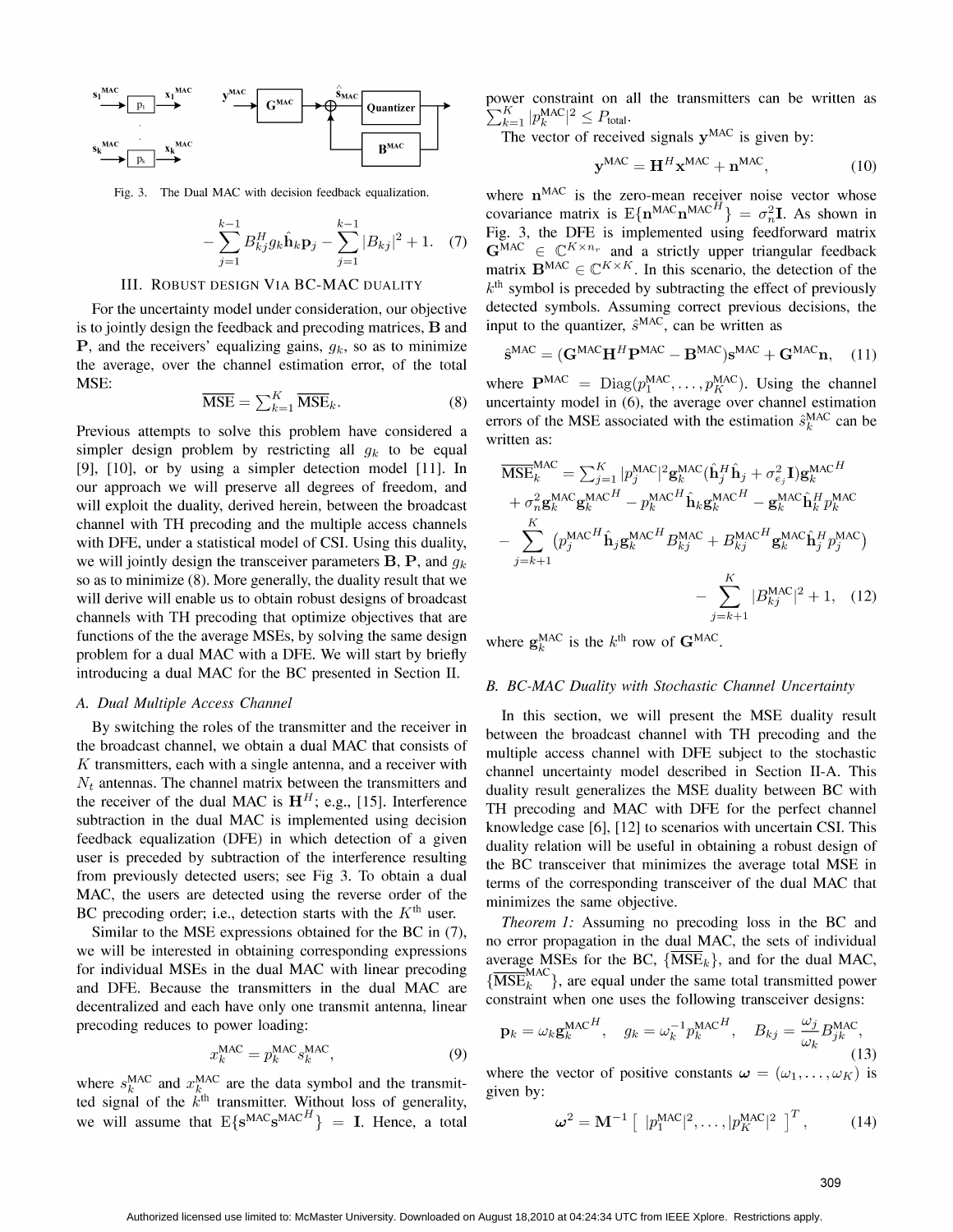Fig. 3. The Dual MAC with decision feedback equalization.

$$- \sum_{j=1}^{k-1} B_{kj}^H g_k \hat{\mathbf{h}}_k \mathbf{p}_j - \sum_{j=1}^{k-1} |B_{kj}|^2 + 1. \quad (7)$$

## III. Robust design via BC-MAC duality

For the uncertainty model under consideration, our objective is to jointly design the feedback and precoding matrices, $\mathbf{B}$ and $\mathbf{P}$, and the receivers' equalizing gains, $g_k$, so as to minimize the average, over the channel estimation error, of the total MSE:

$$\overline{\text{MSE}} = \textstyle\sum_{k=1}^{K} \overline{\text{MSE}}_k. \quad (8)$$

Previous attempts to solve this problem have considered a simpler design problem by restricting all $g_k$ to be equal [9], [10], or by using a simpler detection model [11]. In our approach we will preserve all degrees of freedom, and will exploit the duality, derived herein, between the broadcast channel with TH precoding and the multiple access channels with DFE, under a statistical model of CSI. Using this duality, we will jointly design the transceiver parameters $\mathbf{B}$, $\mathbf{P}$, and $g_k$ so as to minimize (8). More generally, the duality result that we will derive will enable us to obtain robust designs of broadcast channels with TH precoding that optimize objectives that are functions of the the average MSEs, by solving the same design problem for a dual MAC with a DFE. We will start by briefly introducing a dual MAC for the BC presented in Section II.

### A. Dual Multiple Access Channel

By switching the roles of the transmitter and the receiver in the broadcast channel, we obtain a dual MAC that consists of $K$ transmitters, each with a single antenna, and a receiver with $N_t$ antennas. The channel matrix between the transmitters and the receiver of the dual MAC is $\mathbf{H}^H$; e.g., [15]. Interference subtraction in the dual MAC is implemented using decision feedback equalization (DFE) in which detection of a given user is preceded by subtraction of the interference resulting from previously detected users; see Fig 3. To obtain a dual MAC, the users are detected using the reverse order of the BC precoding order; i.e., detection starts with the $K^{\text{th}}$ user.

Similar to the MSE expressions obtained for the BC in (7), we will be interested in obtaining corresponding expressions for individual MSEs in the dual MAC with linear precoding and DFE. Because the transmitters in the dual MAC are decentralized and each have only one transmit antenna, linear precoding reduces to power loading:

$$x_k^{\text{MAC}} = p_k^{\text{MAC}} s_k^{\text{MAC}}, \quad (9)$$

where $s_k^{\text{MAC}}$ and $x_k^{\text{MAC}}$ are the data symbol and the transmitted signal of the $k^{\text{th}}$ transmitter. Without loss of generality, we will assume that $\text{E}\{\mathbf{s}^{\text{MAC}} \mathbf{s}^{\text{MAC}^H}\} = \mathbf{I}$. Hence, a total power constraint on all the transmitters can be written as $\sum_{k=1}^{K} |p_k^{\text{MAC}}|^2 \le P_{\text{total}}$.

The vector of received signals $\mathbf{y}^{\text{MAC}}$ is given by:

$$\mathbf{y}^{\text{MAC}} = \mathbf{H}^H \mathbf{x}^{\text{MAC}} + \mathbf{n}^{\text{MAC}}, \quad (10)$$

where $\mathbf{n}^{\text{MAC}}$ is the zero-mean receiver noise vector whose covariance matrix is $\text{E}\{\mathbf{n}^{\text{MAC}} \mathbf{n}^{\text{MAC}^H}\} = \sigma_n^2 \mathbf{I}$. As shown in Fig. 3, the DFE is implemented using feedforward matrix $\mathbf{G}^{\text{MAC}} \in \mathbb{C}^{K \times n_r}$ and a strictly upper triangular feedback matrix $\mathbf{B}^{\text{MAC}} \in \mathbb{C}^{K \times K}$. In this scenario, the detection of the $k^{\text{th}}$ symbol is preceded by subtracting the effect of previously detected symbols. Assuming correct previous decisions, the input to the quantizer, $\hat{s}^{\text{MAC}}$, can be written as

$$\hat{\mathbf{s}}^{\text{MAC}} = (\mathbf{G}^{\text{MAC}} \mathbf{H}^H \mathbf{P}^{\text{MAC}} - \mathbf{B}^{\text{MAC}}) \mathbf{s}^{\text{MAC}} + \mathbf{G}^{\text{MAC}} \mathbf{n}, \quad (11)$$

where $\mathbf{P}^{\text{MAC}} = \text{Diag}(p_1^{\text{MAC}}, \ldots, p_K^{\text{MAC}})$. Using the channel uncertainty model in (6), the average over channel estimation errors of the MSE associated with the estimation $\hat{s}_k^{\text{MAC}}$ can be written as:

$$\begin{aligned}
\overline{\text{MSE}}_k^{\text{MAC}} &= \textstyle\sum_{j=1}^{K} |p_j^{\text{MAC}}|^2 \mathbf{g}_k^{\text{MAC}} (\hat{\mathbf{h}}_j^H \hat{\mathbf{h}}_j + \sigma_{e_j}^2 \mathbf{I}) \mathbf{g}_k^{\text{MAC}^H} \\
&+ \sigma_n^2 \mathbf{g}_k^{\text{MAC}} \mathbf{g}_k^{\text{MAC}^H} - p_k^{\text{MAC}^H} \hat{\mathbf{h}}_k \mathbf{g}_k^{\text{MAC}^H} - \mathbf{g}_k^{\text{MAC}} \hat{\mathbf{h}}_k^H p_k^{\text{MAC}} \\
&- \sum_{j=k+1}^{K} \left( p_j^{\text{MAC}^H} \hat{\mathbf{h}}_j \mathbf{g}_k^{\text{MAC}^H} B_{kj}^{\text{MAC}} + B_{kj}^{\text{MAC}^H} \mathbf{g}_k^{\text{MAC}} \hat{\mathbf{h}}_j^H p_j^{\text{MAC}} \right) \\
&- \sum_{j=k+1}^{K} |B_{kj}^{\text{MAC}}|^2 + 1, \quad (12)
\end{aligned}$$

where $\mathbf{g}_k^{\text{MAC}}$ is the $k^{\text{th}}$ row of $\mathbf{G}^{\text{MAC}}$.

### B. BC-MAC Duality with Stochastic Channel Uncertainty

In this section, we will present the MSE duality result between the broadcast channel with TH precoding and the multiple access channel with DFE subject to the stochastic channel uncertainty model described in Section II-A. This duality result generalizes the MSE duality between BC with TH precoding and MAC with DFE for the perfect channel knowledge case [6], [12] to scenarios with uncertain CSI. This duality relation will be useful in obtaining a robust design of the BC transceiver that minimizes the average total MSE in terms of the corresponding transceiver of the dual MAC that minimizes the same objective.

*Theorem 1:* Assuming no precoding loss in the BC and no error propagation in the dual MAC, the sets of individual average MSEs for the BC, $\{\overline{\text{MSE}}_k\}$, and for the dual MAC, $\{\overline{\text{MSE}}_k^{\text{MAC}}\}$, are equal under the same total transmitted power constraint when one uses the following transceiver designs:

$$\mathbf{p}_k = \omega_k \mathbf{g}_k^{\text{MAC}^H}, \quad g_k = \omega_k^{-1} p_k^{\text{MAC}^H}, \quad B_{kj} = \frac{\omega_j}{\omega_k} B_{jk}^{\text{MAC}}, \quad (13)$$

where the vector of positive constants $\boldsymbol{\omega} = (\omega_1, \ldots, \omega_K)$ is given by:

$$\boldsymbol{\omega}^2 = \mathbf{M}^{-1} \left[ \; |p_1^{\text{MAC}}|^2, \ldots, |p_K^{\text{MAC}}|^2 \; \right]^T, \quad (14)$$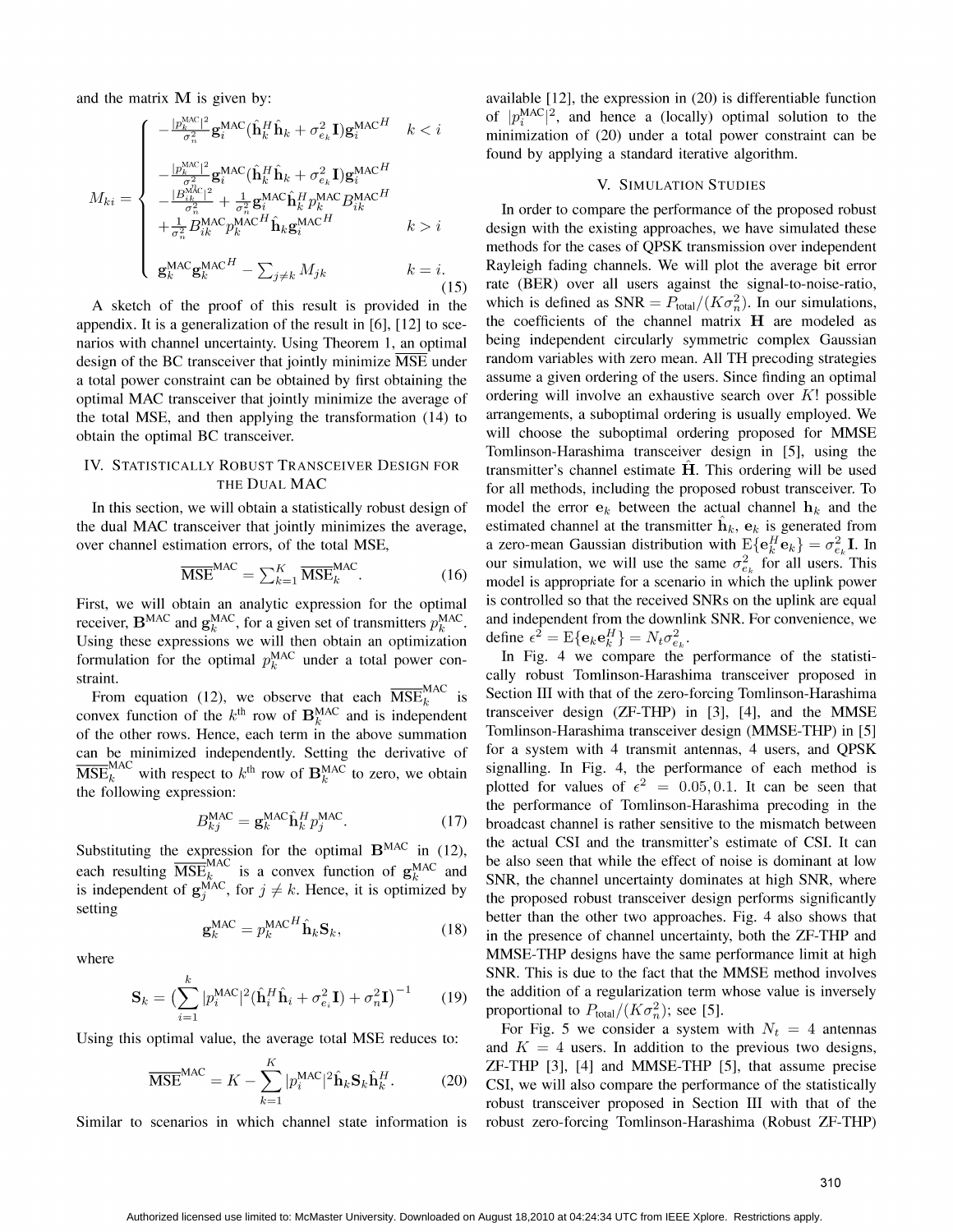and the matrix $\mathbf{M}$ is given by:

$$
M_{ki} = \begin{cases} -\frac{|p_k^{\text{MAC}}|^2}{\sigma_n^2}\mathbf{g}_i^{\text{MAC}}(\hat{\mathbf{h}}_k^H\hat{\mathbf{h}}_k + \sigma_{e_k}^2\mathbf{I})\mathbf{g}_i^{\text{MAC}^H} & k < i \\ \\ -\frac{|p_k^{\text{MAC}}|^2}{\sigma_n^2}\mathbf{g}_i^{\text{MAC}}(\hat{\mathbf{h}}_k^H\hat{\mathbf{h}}_k + \sigma_{e_k}^2\mathbf{I})\mathbf{g}_i^{\text{MAC}^H} \\ -\frac{|B_{ik}^{\text{MAC}}|^2}{\sigma_n^2} + \frac{1}{\sigma_n^2}\mathbf{g}_i^{\text{MAC}}\hat{\mathbf{h}}_k^H p_k^{\text{MAC}} B_{ik}^{\text{MAC}^H} \\ +\frac{1}{\sigma_n^2}B_{ik}^{\text{MAC}} p_k^{\text{MAC}^H}\hat{\mathbf{h}}_k\mathbf{g}_i^{\text{MAC}^H} & k > i \\ \\ \mathbf{g}_k^{\text{MAC}}\mathbf{g}_k^{\text{MAC}^H} - \sum_{j\neq k} M_{jk} & k = i. \end{cases} \tag{15}
$$

A sketch of the proof of this result is provided in the appendix. It is a generalization of the result in [6], [12] to scenarios with channel uncertainty. Using Theorem 1, an optimal design of the BC transceiver that jointly minimize $\overline{\text{MSE}}$ under a total power constraint can be obtained by first obtaining the optimal MAC transceiver that jointly minimize the average of the total MSE, and then applying the transformation (14) to obtain the optimal BC transceiver.

## IV. Statistically Robust Transceiver Design for the Dual MAC

In this section, we will obtain a statistically robust design of the dual MAC transceiver that jointly minimizes the average, over channel estimation errors, of the total MSE,

$$
\overline{\text{MSE}}^{\text{MAC}} = \textstyle\sum_{k=1}^{K}\overline{\text{MSE}}_k^{\text{MAC}}. \tag{16}
$$

First, we will obtain an analytic expression for the optimal receiver, $\mathbf{B}^{\text{MAC}}$ and $\mathbf{g}_k^{\text{MAC}}$, for a given set of transmitters $p_k^{\text{MAC}}$. Using these expressions we will then obtain an optimization formulation for the optimal $p_k^{\text{MAC}}$ under a total power constraint.

From equation (12), we observe that each $\overline{\text{MSE}}_k^{\text{MAC}}$ is convex function of the $k^{\text{th}}$ row of $\mathbf{B}_k^{\text{MAC}}$ and is independent of the other rows. Hence, each term in the above summation can be minimized independently. Setting the derivative of $\overline{\text{MSE}}_k^{\text{MAC}}$ with respect to $k^{\text{th}}$ row of $\mathbf{B}_k^{\text{MAC}}$ to zero, we obtain the following expression:

$$
B_{kj}^{\text{MAC}} = \mathbf{g}_k^{\text{MAC}}\hat{\mathbf{h}}_k^H p_j^{\text{MAC}}. \tag{17}
$$

Substituting the expression for the optimal $\mathbf{B}^{\text{MAC}}$ in (12), each resulting $\overline{\text{MSE}}_k^{\text{MAC}}$ is a convex function of $\mathbf{g}_k^{\text{MAC}}$ and is independent of $\mathbf{g}_j^{\text{MAC}}$, for $j \neq k$. Hence, it is optimized by setting

$$
\mathbf{g}_k^{\text{MAC}} = p_k^{\text{MAC}^H}\hat{\mathbf{h}}_k\mathbf{S}_k, \tag{18}
$$

where

$$
\mathbf{S}_k = \Big(\sum_{i=1}^{k}|p_i^{\text{MAC}}|^2(\hat{\mathbf{h}}_i^H\hat{\mathbf{h}}_i + \sigma_{e_i}^2\mathbf{I}) + \sigma_n^2\mathbf{I}\Big)^{-1} \tag{19}
$$

Using this optimal value, the average total MSE reduces to:

$$
\overline{\text{MSE}}^{\text{MAC}} = K - \sum_{k=1}^{K}|p_i^{\text{MAC}}|^2\hat{\mathbf{h}}_k\mathbf{S}_k\hat{\mathbf{h}}_k^H. \tag{20}
$$

Similar to scenarios in which channel state information is available [12], the expression in (20) is differentiable function of $|p_i^{\text{MAC}}|^2$, and hence a (locally) optimal solution to the minimization of (20) under a total power constraint can be found by applying a standard iterative algorithm.

## V. Simulation Studies

In order to compare the performance of the proposed robust design with the existing approaches, we have simulated these methods for the cases of QPSK transmission over independent Rayleigh fading channels. We will plot the average bit error rate (BER) over all users against the signal-to-noise-ratio, which is defined as $\text{SNR} = P_{\text{total}}/(K\sigma_n^2)$. In our simulations, the coefficients of the channel matrix $\mathbf{H}$ are modeled as being independent circularly symmetric complex Gaussian random variables with zero mean. All TH precoding strategies assume a given ordering of the users. Since finding an optimal ordering will involve an exhaustive search over $K!$ possible arrangements, a suboptimal ordering is usually employed. We will choose the suboptimal ordering proposed for MMSE Tomlinson-Harashima transceiver design in [5], using the transmitter's channel estimate $\hat{\mathbf{H}}$. This ordering will be used for all methods, including the proposed robust transceiver. To model the error $\mathbf{e}_k$ between the actual channel $\mathbf{h}_k$ and the estimated channel at the transmitter $\hat{\mathbf{h}}_k$, $\mathbf{e}_k$ is generated from a zero-mean Gaussian distribution with $\text{E}\{\mathbf{e}_k^H\mathbf{e}_k\} = \sigma_{e_k}^2\mathbf{I}$. In our simulation, we will use the same $\sigma_{e_k}^2$ for all users. This model is appropriate for a scenario in which the uplink power is controlled so that the received SNRs on the uplink are equal and independent from the downlink SNR. For convenience, we define $\epsilon^2 = \text{E}\{\mathbf{e}_k\mathbf{e}_k^H\} = N_t\sigma_{e_k}^2$.

In Fig. 4 we compare the performance of the statistically robust Tomlinson-Harashima transceiver proposed in Section III with that of the zero-forcing Tomlinson-Harashima transceiver design (ZF-THP) in [3], [4], and the MMSE Tomlinson-Harashima transceiver design (MMSE-THP) in [5] for a system with 4 transmit antennas, 4 users, and QPSK signalling. In Fig. 4, the performance of each method is plotted for values of $\epsilon^2 = 0.05, 0.1$. It can be seen that the performance of Tomlinson-Harashima precoding in the broadcast channel is rather sensitive to the mismatch between the actual CSI and the transmitter's estimate of CSI. It can be also seen that while the effect of noise is dominant at low SNR, the channel uncertainty dominates at high SNR, where the proposed robust transceiver design performs significantly better than the other two approaches. Fig. 4 also shows that in the presence of channel uncertainty, both the ZF-THP and MMSE-THP designs have the same performance limit at high SNR. This is due to the fact that the MMSE method involves the addition of a regularization term whose value is inversely proportional to $P_{\text{total}}/(K\sigma_n^2)$; see [5].

For Fig. 5 we consider a system with $N_t = 4$ antennas and $K = 4$ users. In addition to the previous two designs, ZF-THP [3], [4] and MMSE-THP [5], that assume precise CSI, we will also compare the performance of the statistically robust transceiver proposed in Section III with that of the robust zero-forcing Tomlinson-Harashima (Robust ZF-THP)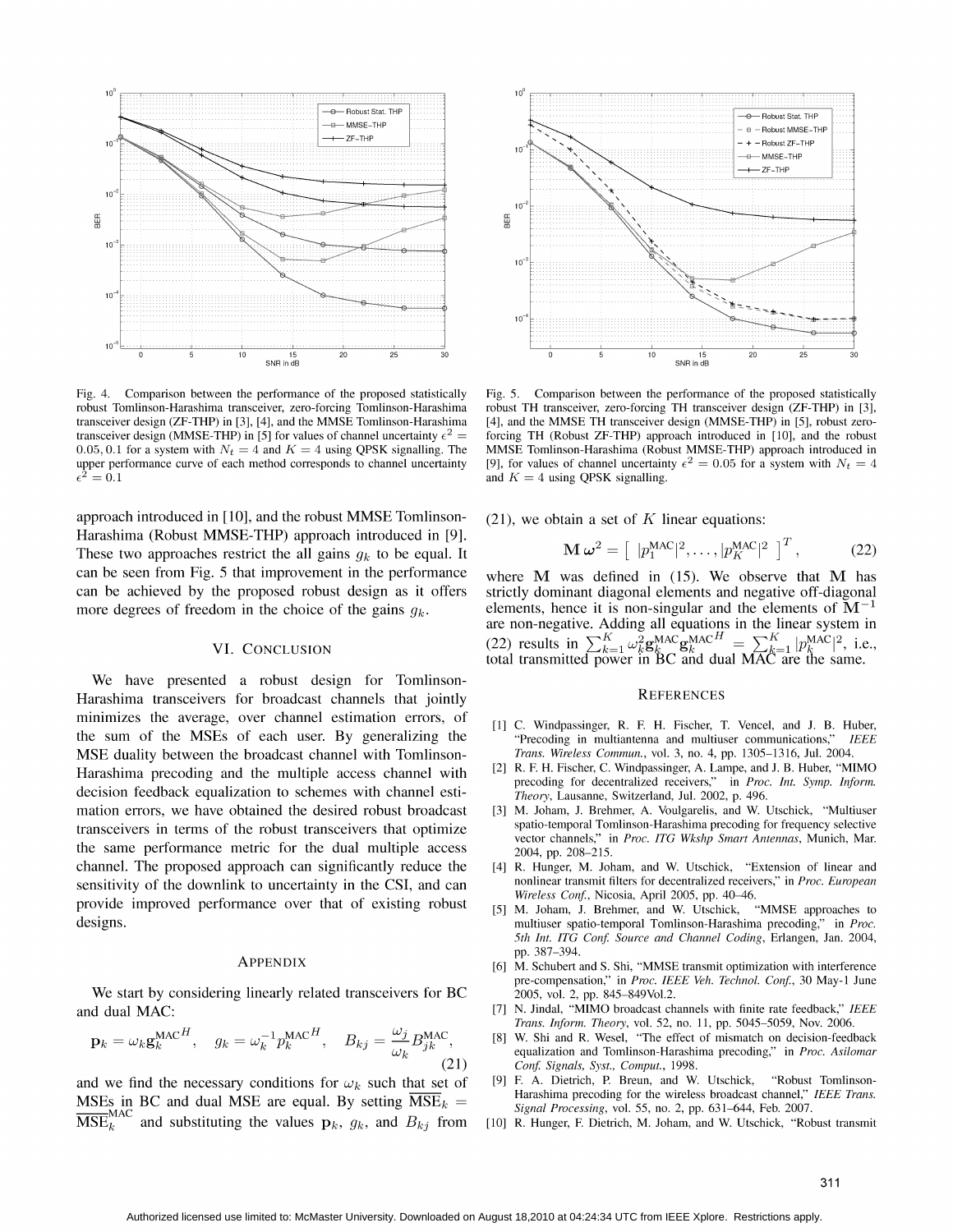Fig. 4. Comparison between the performance of the proposed statistically robust Tomlinson-Harashima transceiver, zero-forcing Tomlinson-Harashima transceiver design (ZF-THP) in [3], [4], and the MMSE Tomlinson-Harashima transceiver design (MMSE-THP) in [5] for values of channel uncertainty $\epsilon^2 = 0.05, 0.1$ for a system with $N_t = 4$ and $K = 4$ using QPSK signalling. The upper performance curve of each method corresponds to channel uncertainty $\epsilon^2 = 0.1$

Fig. 5. Comparison between the performance of the proposed statistically robust TH transceiver, zero-forcing TH transceiver design (ZF-THP) in [3], [4], and the MMSE TH transceiver design (MMSE-THP) in [5], robust zero-forcing TH (Robust ZF-THP) approach introduced in [10], and the robust MMSE Tomlinson-Harashima (Robust MMSE-THP) approach introduced in [9], for values of channel uncertainty $\epsilon^2 = 0.05$ for a system with $N_t = 4$ and $K = 4$ using QPSK signalling.

approach introduced in [10], and the robust MMSE Tomlinson-Harashima (Robust MMSE-THP) approach introduced in [9]. These two approaches restrict the all gains $g_k$ to be equal. It can be seen from Fig. 5 that improvement in the performance can be achieved by the proposed robust design as it offers more degrees of freedom in the choice of the gains $g_k$.

## VI. Conclusion

We have presented a robust design for Tomlinson-Harashima transceivers for broadcast channels that jointly minimizes the average, over channel estimation errors, of the sum of the MSEs of each user. By generalizing the MSE duality between the broadcast channel with Tomlinson-Harashima precoding and the multiple access channel with decision feedback equalization to schemes with channel estimation errors, we have obtained the desired robust broadcast transceivers in terms of the robust transceivers that optimize the same performance metric for the dual multiple access channel. The proposed approach can significantly reduce the sensitivity of the downlink to uncertainty in the CSI, and can provide improved performance over that of existing robust designs.

## Appendix

We start by considering linearly related transceivers for BC and dual MAC:

$$\mathbf{p}_k = \omega_k \mathbf{g}_k^{\mathrm{MAC}^H}, \quad g_k = \omega_k^{-1} p_k^{\mathrm{MAC}^H}, \quad B_{kj} = \frac{\omega_j}{\omega_k} B_{jk}^{\mathrm{MAC}}, \tag{21}$$

and we find the necessary conditions for $\omega_k$ such that set of MSEs in BC and dual MSE are equal. By setting $\overline{\mathrm{MSE}}_k = \overline{\mathrm{MSE}}_k^{\mathrm{MAC}}$ and substituting the values $\mathbf{p}_k$, $g_k$, and $B_{kj}$ from (21), we obtain a set of $K$ linear equations:

$$\mathbf{M}\,\boldsymbol{\omega}^2 = \left[\; |p_1^{\mathrm{MAC}}|^2, \ldots, |p_K^{\mathrm{MAC}}|^2 \;\right]^T, \tag{22}$$

where $\mathbf{M}$ was defined in (15). We observe that $\mathbf{M}$ has strictly dominant diagonal elements and negative off-diagonal elements, hence it is non-singular and the elements of $\mathbf{M}^{-1}$ are non-negative. Adding all equations in the linear system in (22) results in $\sum_{k=1}^{K} \omega_k^2 \mathbf{g}_k^{\mathrm{MAC}} \mathbf{g}_k^{\mathrm{MAC}^H} = \sum_{k=1}^{K} |p_k^{\mathrm{MAC}}|^2$, i.e., total transmitted power in BC and dual MAC are the same.

## References

[1] C. Windpassinger, R. F. H. Fischer, T. Vencel, and J. B. Huber, "Precoding in multiantenna and multiuser communications," *IEEE Trans. Wireless Commun.*, vol. 3, no. 4, pp. 1305–1316, Jul. 2004.

[2] R. F. H. Fischer, C. Windpassinger, A. Lampe, and J. B. Huber, "MIMO precoding for decentralized receivers," in *Proc. Int. Symp. Inform. Theory*, Lausanne, Switzerland, Jul. 2002, p. 496.

[3] M. Joham, J. Brehmer, A. Voulgarelis, and W. Utschick, "Multiuser spatio-temporal Tomlinson-Harashima precoding for frequency selective vector channels," in *Proc. ITG Wkshp Smart Antennas*, Munich, Mar. 2004, pp. 208–215.

[4] R. Hunger, M. Joham, and W. Utschick, "Extension of linear and nonlinear transmit filters for decentralized receivers," in *Proc. European Wireless Conf.*, Nicosia, April 2005, pp. 40–46.

[5] M. Joham, J. Brehmer, and W. Utschick, "MMSE approaches to multiuser spatio-temporal Tomlinson-Harashima precoding," in *Proc. 5th Int. ITG Conf. Source and Channel Coding*, Erlangen, Jan. 2004, pp. 387–394.

[6] M. Schubert and S. Shi, "MMSE transmit optimization with interference pre-compensation," in *Proc. IEEE Veh. Technol. Conf.*, 30 May-1 June 2005, vol. 2, pp. 845–849Vol.2.

[7] N. Jindal, "MIMO broadcast channels with finite rate feedback," *IEEE Trans. Inform. Theory*, vol. 52, no. 11, pp. 5045–5059, Nov. 2006.

[8] W. Shi and R. Wesel, "The effect of mismatch on decision-feedback equalization and Tomlinson-Harashima precoding," in *Proc. Asilomar Conf. Signals, Syst., Comput.*, 1998.

[9] F. A. Dietrich, P. Breun, and W. Utschick, "Robust Tomlinson-Harashima precoding for the wireless broadcast channel," *IEEE Trans. Signal Processing*, vol. 55, no. 2, pp. 631–644, Feb. 2007.

[10] R. Hunger, F. Dietrich, M. Joham, and W. Utschick, "Robust transmit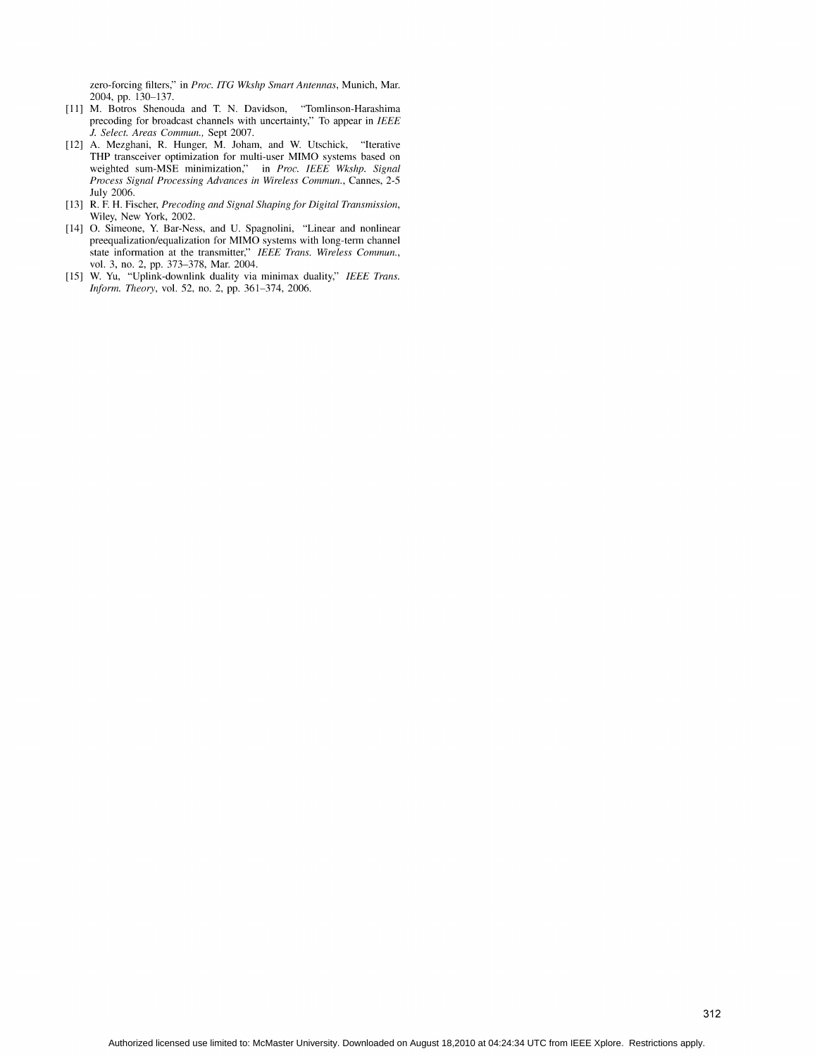zero-forcing filters," in *Proc. ITG Wkshp Smart Antennas*, Munich, Mar. 2004, pp. 130–137.

[11] M. Botros Shenouda and T. N. Davidson, "Tomlinson-Harashima precoding for broadcast channels with uncertainty," To appear in *IEEE J. Select. Areas Commun.,* Sept 2007.

[12] A. Mezghani, R. Hunger, M. Joham, and W. Utschick, "Iterative THP transceiver optimization for multi-user MIMO systems based on weighted sum-MSE minimization," in *Proc. IEEE Wkshp. Signal Process Signal Processing Advances in Wireless Commun.*, Cannes, 2-5 July 2006.

[13] R. F. H. Fischer, *Precoding and Signal Shaping for Digital Transmission*, Wiley, New York, 2002.

[14] O. Simeone, Y. Bar-Ness, and U. Spagnolini, "Linear and nonlinear preequalization/equalization for MIMO systems with long-term channel state information at the transmitter," *IEEE Trans. Wireless Commun.*, vol. 3, no. 2, pp. 373–378, Mar. 2004.

[15] W. Yu, "Uplink-downlink duality via minimax duality," *IEEE Trans. Inform. Theory*, vol. 52, no. 2, pp. 361–374, 2006.